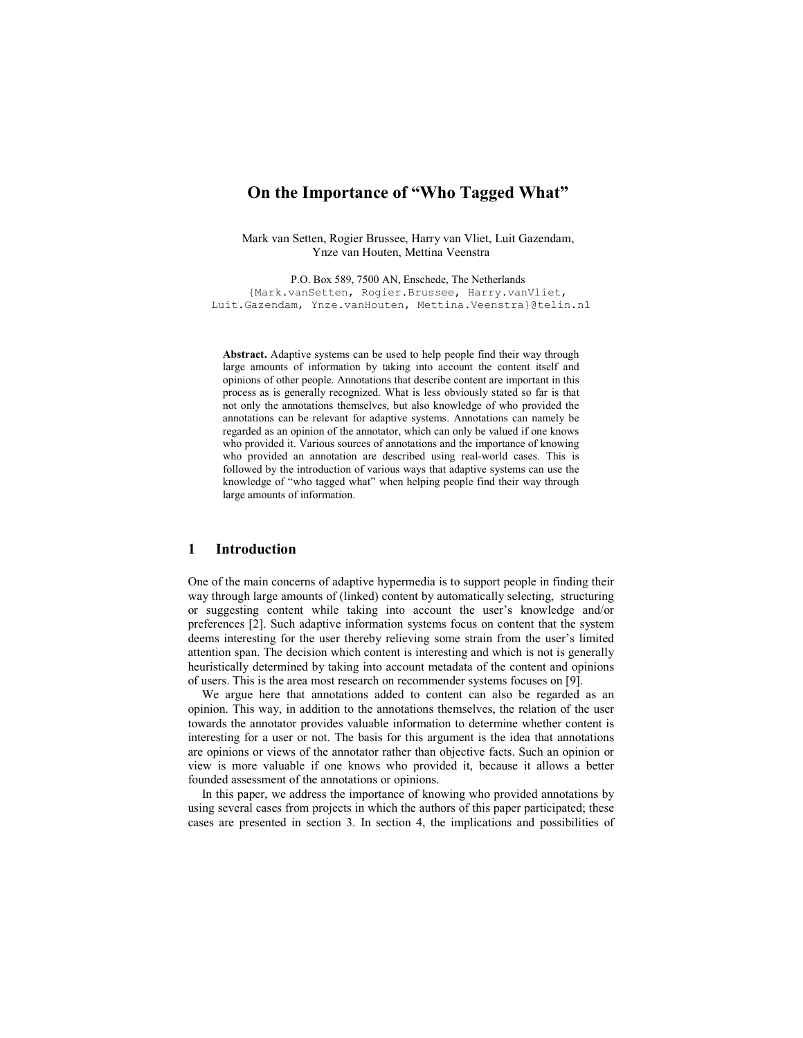# On the Importance of "Who Tagged What"

Mark van Setten, Rogier Brussee, Harry van Vliet, Luit Gazendam, Ynze van Houten, Mettina Veenstra

P.O. Box 589, 7500 AN, Enschede, The Netherlands
{Mark.vanSetten, Rogier.Brussee, Harry.vanVliet, Luit.Gazendam, Ynze.vanHouten, Mettina.Veenstra}@telin.nl

**Abstract.** Adaptive systems can be used to help people find their way through large amounts of information by taking into account the content itself and opinions of other people. Annotations that describe content are important in this process as is generally recognized. What is less obviously stated so far is that not only the annotations themselves, but also knowledge of who provided the annotations can be relevant for adaptive systems. Annotations can namely be regarded as an opinion of the annotator, which can only be valued if one knows who provided it. Various sources of annotations and the importance of knowing who provided an annotation are described using real-world cases. This is followed by the introduction of various ways that adaptive systems can use the knowledge of "who tagged what" when helping people find their way through large amounts of information.

## 1 Introduction

One of the main concerns of adaptive hypermedia is to support people in finding their way through large amounts of (linked) content by automatically selecting, structuring or suggesting content while taking into account the user's knowledge and/or preferences [2]. Such adaptive information systems focus on content that the system deems interesting for the user thereby relieving some strain from the user's limited attention span. The decision which content is interesting and which is not is generally heuristically determined by taking into account metadata of the content and opinions of users. This is the area most research on recommender systems focuses on [9].

We argue here that annotations added to content can also be regarded as an opinion. This way, in addition to the annotations themselves, the relation of the user towards the annotator provides valuable information to determine whether content is interesting for a user or not. The basis for this argument is the idea that annotations are opinions or views of the annotator rather than objective facts. Such an opinion or view is more valuable if one knows who provided it, because it allows a better founded assessment of the annotations or opinions.

In this paper, we address the importance of knowing who provided annotations by using several cases from projects in which the authors of this paper participated; these cases are presented in section 3. In section 4, the implications and possibilities of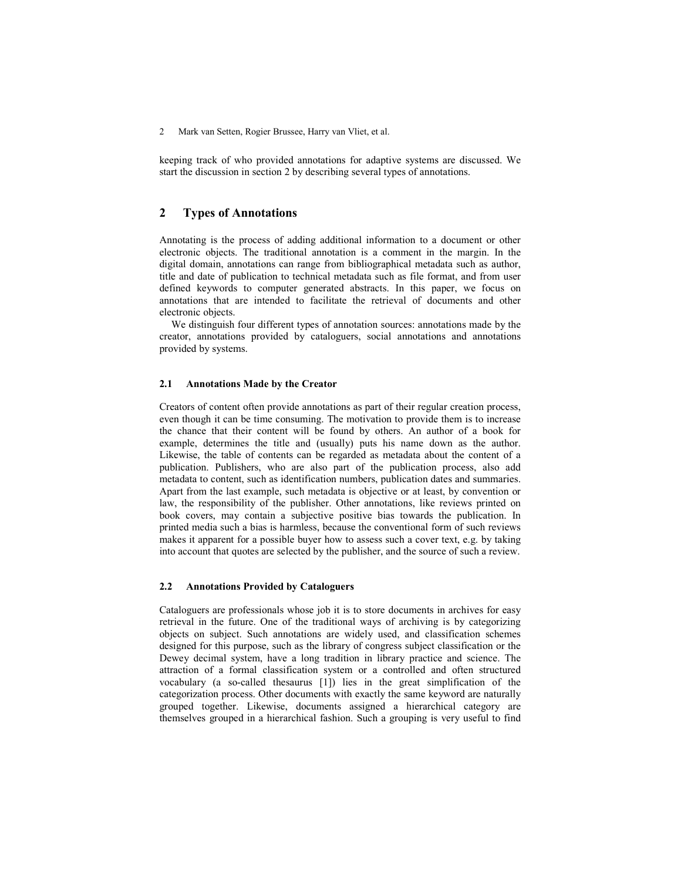keeping track of who provided annotations for adaptive systems are discussed. We start the discussion in section 2 by describing several types of annotations.

## 2 Types of Annotations

Annotating is the process of adding additional information to a document or other electronic objects. The traditional annotation is a comment in the margin. In the digital domain, annotations can range from bibliographical metadata such as author, title and date of publication to technical metadata such as file format, and from user defined keywords to computer generated abstracts. In this paper, we focus on annotations that are intended to facilitate the retrieval of documents and other electronic objects.

We distinguish four different types of annotation sources: annotations made by the creator, annotations provided by cataloguers, social annotations and annotations provided by systems.

### 2.1 Annotations Made by the Creator

Creators of content often provide annotations as part of their regular creation process, even though it can be time consuming. The motivation to provide them is to increase the chance that their content will be found by others. An author of a book for example, determines the title and (usually) puts his name down as the author. Likewise, the table of contents can be regarded as metadata about the content of a publication. Publishers, who are also part of the publication process, also add metadata to content, such as identification numbers, publication dates and summaries. Apart from the last example, such metadata is objective or at least, by convention or law, the responsibility of the publisher. Other annotations, like reviews printed on book covers, may contain a subjective positive bias towards the publication. In printed media such a bias is harmless, because the conventional form of such reviews makes it apparent for a possible buyer how to assess such a cover text, e.g. by taking into account that quotes are selected by the publisher, and the source of such a review.

### 2.2 Annotations Provided by Cataloguers

Cataloguers are professionals whose job it is to store documents in archives for easy retrieval in the future. One of the traditional ways of archiving is by categorizing objects on subject. Such annotations are widely used, and classification schemes designed for this purpose, such as the library of congress subject classification or the Dewey decimal system, have a long tradition in library practice and science. The attraction of a formal classification system or a controlled and often structured vocabulary (a so-called thesaurus [1]) lies in the great simplification of the categorization process. Other documents with exactly the same keyword are naturally grouped together. Likewise, documents assigned a hierarchical category are themselves grouped in a hierarchical fashion. Such a grouping is very useful to find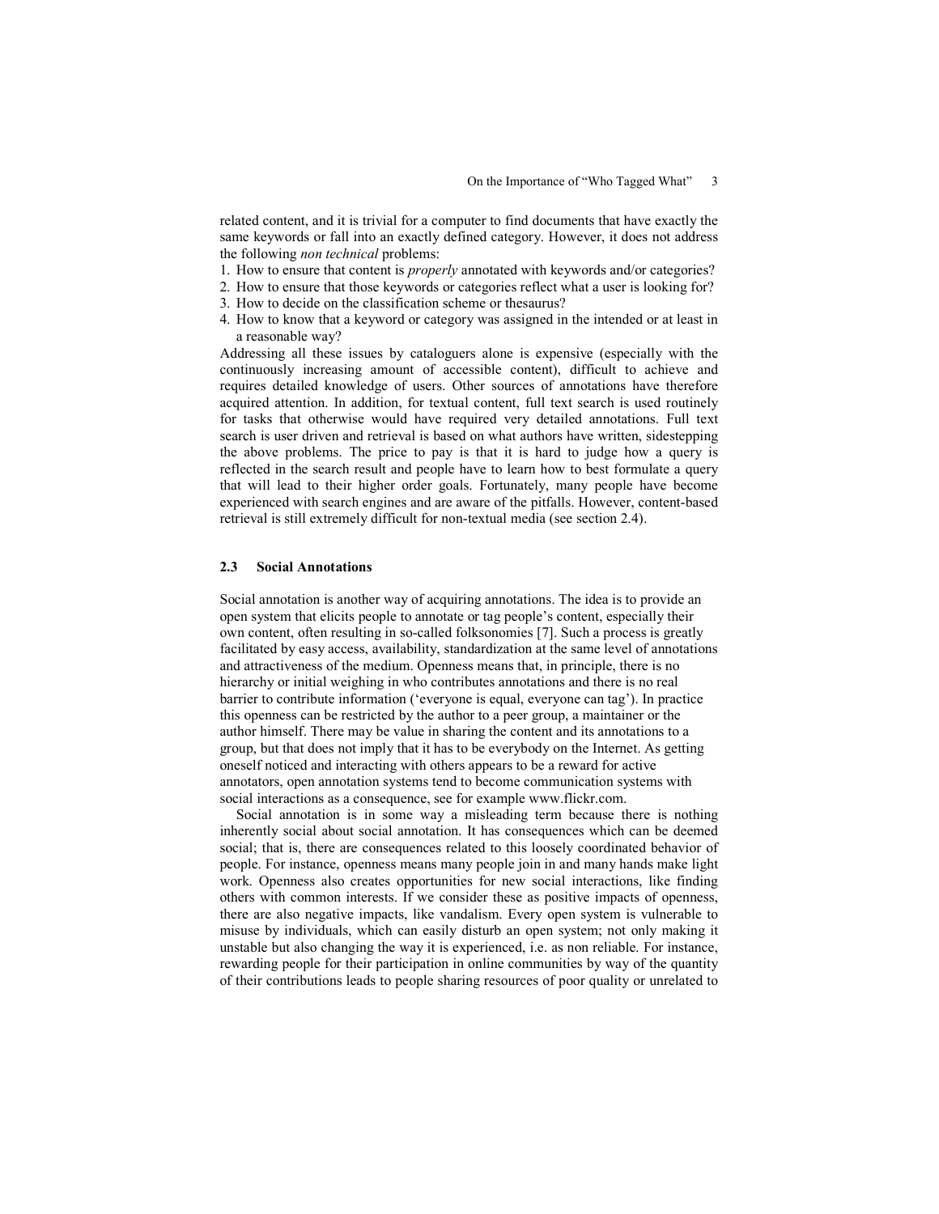related content, and it is trivial for a computer to find documents that have exactly the same keywords or fall into an exactly defined category. However, it does not address the following *non technical* problems:

1. How to ensure that content is *properly* annotated with keywords and/or categories?
2. How to ensure that those keywords or categories reflect what a user is looking for?
3. How to decide on the classification scheme or thesaurus?
4. How to know that a keyword or category was assigned in the intended or at least in a reasonable way?

Addressing all these issues by cataloguers alone is expensive (especially with the continuously increasing amount of accessible content), difficult to achieve and requires detailed knowledge of users. Other sources of annotations have therefore acquired attention. In addition, for textual content, full text search is used routinely for tasks that otherwise would have required very detailed annotations. Full text search is user driven and retrieval is based on what authors have written, sidestepping the above problems. The price to pay is that it is hard to judge how a query is reflected in the search result and people have to learn how to best formulate a query that will lead to their higher order goals. Fortunately, many people have become experienced with search engines and are aware of the pitfalls. However, content-based retrieval is still extremely difficult for non-textual media (see section 2.4).

### 2.3 Social Annotations

Social annotation is another way of acquiring annotations. The idea is to provide an open system that elicits people to annotate or tag people's content, especially their own content, often resulting in so-called folksonomies [7]. Such a process is greatly facilitated by easy access, availability, standardization at the same level of annotations and attractiveness of the medium. Openness means that, in principle, there is no hierarchy or initial weighing in who contributes annotations and there is no real barrier to contribute information ('everyone is equal, everyone can tag'). In practice this openness can be restricted by the author to a peer group, a maintainer or the author himself. There may be value in sharing the content and its annotations to a group, but that does not imply that it has to be everybody on the Internet. As getting oneself noticed and interacting with others appears to be a reward for active annotators, open annotation systems tend to become communication systems with social interactions as a consequence, see for example www.flickr.com.

Social annotation is in some way a misleading term because there is nothing inherently social about social annotation. It has consequences which can be deemed social; that is, there are consequences related to this loosely coordinated behavior of people. For instance, openness means many people join in and many hands make light work. Openness also creates opportunities for new social interactions, like finding others with common interests. If we consider these as positive impacts of openness, there are also negative impacts, like vandalism. Every open system is vulnerable to misuse by individuals, which can easily disturb an open system; not only making it unstable but also changing the way it is experienced, i.e. as non reliable. For instance, rewarding people for their participation in online communities by way of the quantity of their contributions leads to people sharing resources of poor quality or unrelated to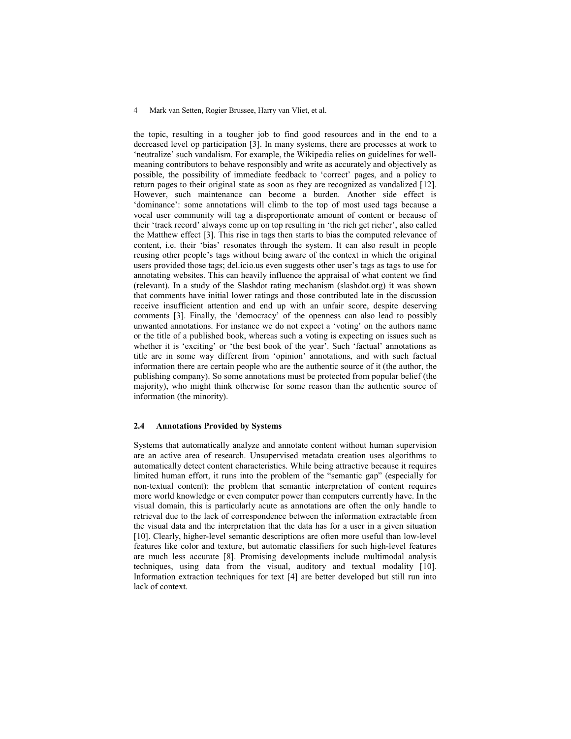the topic, resulting in a tougher job to find good resources and in the end to a decreased level op participation [3]. In many systems, there are processes at work to 'neutralize' such vandalism. For example, the Wikipedia relies on guidelines for well-meaning contributors to behave responsibly and write as accurately and objectively as possible, the possibility of immediate feedback to 'correct' pages, and a policy to return pages to their original state as soon as they are recognized as vandalized [12]. However, such maintenance can become a burden. Another side effect is 'dominance': some annotations will climb to the top of most used tags because a vocal user community will tag a disproportionate amount of content or because of their 'track record' always come up on top resulting in 'the rich get richer', also called the Matthew effect [3]. This rise in tags then starts to bias the computed relevance of content, i.e. their 'bias' resonates through the system. It can also result in people reusing other people's tags without being aware of the context in which the original users provided those tags; del.icio.us even suggests other user's tags as tags to use for annotating websites. This can heavily influence the appraisal of what content we find (relevant). In a study of the Slashdot rating mechanism (slashdot.org) it was shown that comments have initial lower ratings and those contributed late in the discussion receive insufficient attention and end up with an unfair score, despite deserving comments [3]. Finally, the 'democracy' of the openness can also lead to possibly unwanted annotations. For instance we do not expect a 'voting' on the authors name or the title of a published book, whereas such a voting is expecting on issues such as whether it is 'exciting' or 'the best book of the year'. Such 'factual' annotations as title are in some way different from 'opinion' annotations, and with such factual information there are certain people who are the authentic source of it (the author, the publishing company). So some annotations must be protected from popular belief (the majority), who might think otherwise for some reason than the authentic source of information (the minority).

### 2.4 Annotations Provided by Systems

Systems that automatically analyze and annotate content without human supervision are an active area of research. Unsupervised metadata creation uses algorithms to automatically detect content characteristics. While being attractive because it requires limited human effort, it runs into the problem of the "semantic gap" (especially for non-textual content): the problem that semantic interpretation of content requires more world knowledge or even computer power than computers currently have. In the visual domain, this is particularly acute as annotations are often the only handle to retrieval due to the lack of correspondence between the information extractable from the visual data and the interpretation that the data has for a user in a given situation [10]. Clearly, higher-level semantic descriptions are often more useful than low-level features like color and texture, but automatic classifiers for such high-level features are much less accurate [8]. Promising developments include multimodal analysis techniques, using data from the visual, auditory and textual modality [10]. Information extraction techniques for text [4] are better developed but still run into lack of context.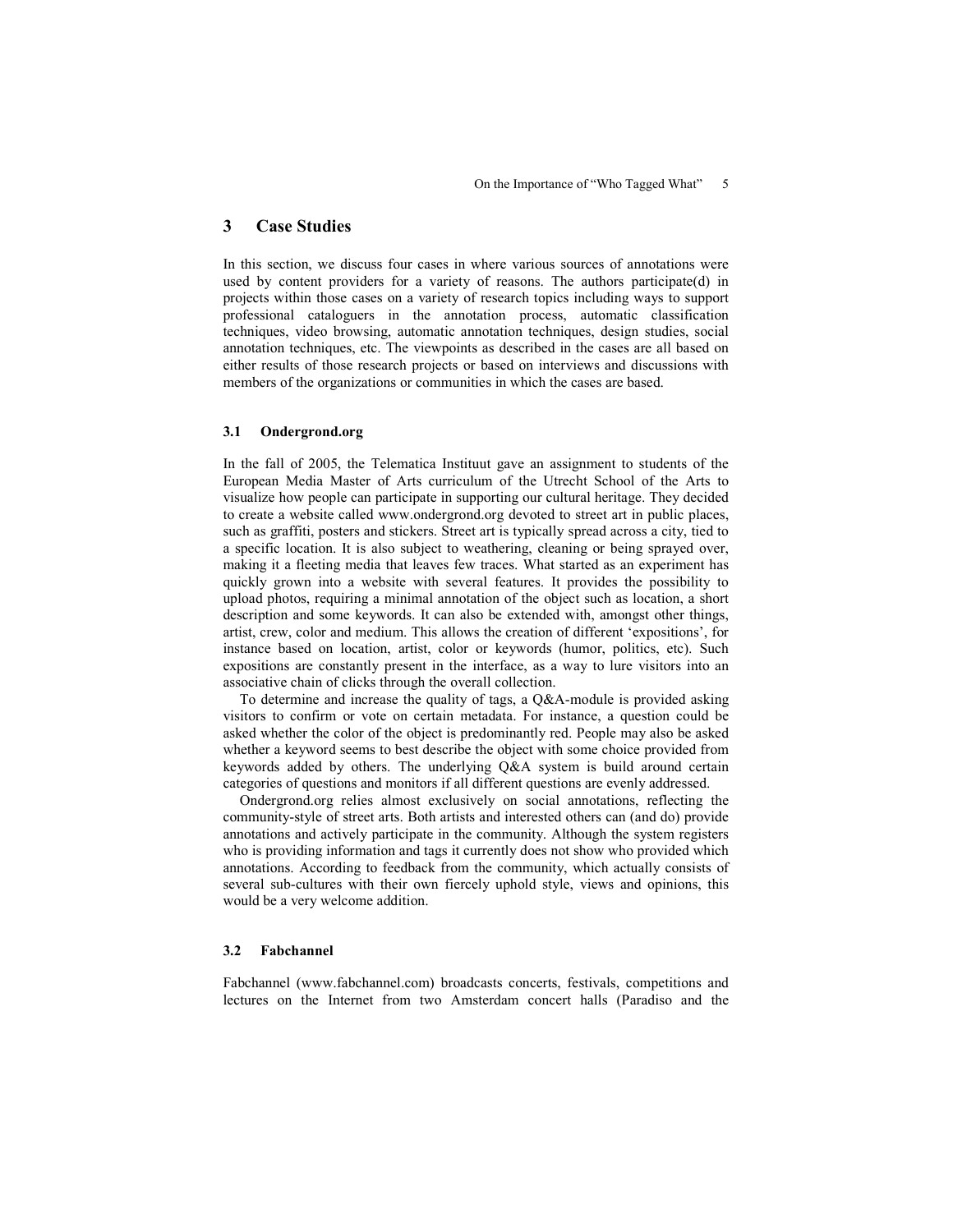## 3 Case Studies

In this section, we discuss four cases in where various sources of annotations were used by content providers for a variety of reasons. The authors participate(d) in projects within those cases on a variety of research topics including ways to support professional cataloguers in the annotation process, automatic classification techniques, video browsing, automatic annotation techniques, design studies, social annotation techniques, etc. The viewpoints as described in the cases are all based on either results of those research projects or based on interviews and discussions with members of the organizations or communities in which the cases are based.

### 3.1 Ondergrond.org

In the fall of 2005, the Telematica Instituut gave an assignment to students of the European Media Master of Arts curriculum of the Utrecht School of the Arts to visualize how people can participate in supporting our cultural heritage. They decided to create a website called www.ondergrond.org devoted to street art in public places, such as graffiti, posters and stickers. Street art is typically spread across a city, tied to a specific location. It is also subject to weathering, cleaning or being sprayed over, making it a fleeting media that leaves few traces. What started as an experiment has quickly grown into a website with several features. It provides the possibility to upload photos, requiring a minimal annotation of the object such as location, a short description and some keywords. It can also be extended with, amongst other things, artist, crew, color and medium. This allows the creation of different 'expositions', for instance based on location, artist, color or keywords (humor, politics, etc). Such expositions are constantly present in the interface, as a way to lure visitors into an associative chain of clicks through the overall collection.

To determine and increase the quality of tags, a Q&A-module is provided asking visitors to confirm or vote on certain metadata. For instance, a question could be asked whether the color of the object is predominantly red. People may also be asked whether a keyword seems to best describe the object with some choice provided from keywords added by others. The underlying Q&A system is build around certain categories of questions and monitors if all different questions are evenly addressed.

Ondergrond.org relies almost exclusively on social annotations, reflecting the community-style of street arts. Both artists and interested others can (and do) provide annotations and actively participate in the community. Although the system registers who is providing information and tags it currently does not show who provided which annotations. According to feedback from the community, which actually consists of several sub-cultures with their own fiercely uphold style, views and opinions, this would be a very welcome addition.

### 3.2 Fabchannel

Fabchannel (www.fabchannel.com) broadcasts concerts, festivals, competitions and lectures on the Internet from two Amsterdam concert halls (Paradiso and the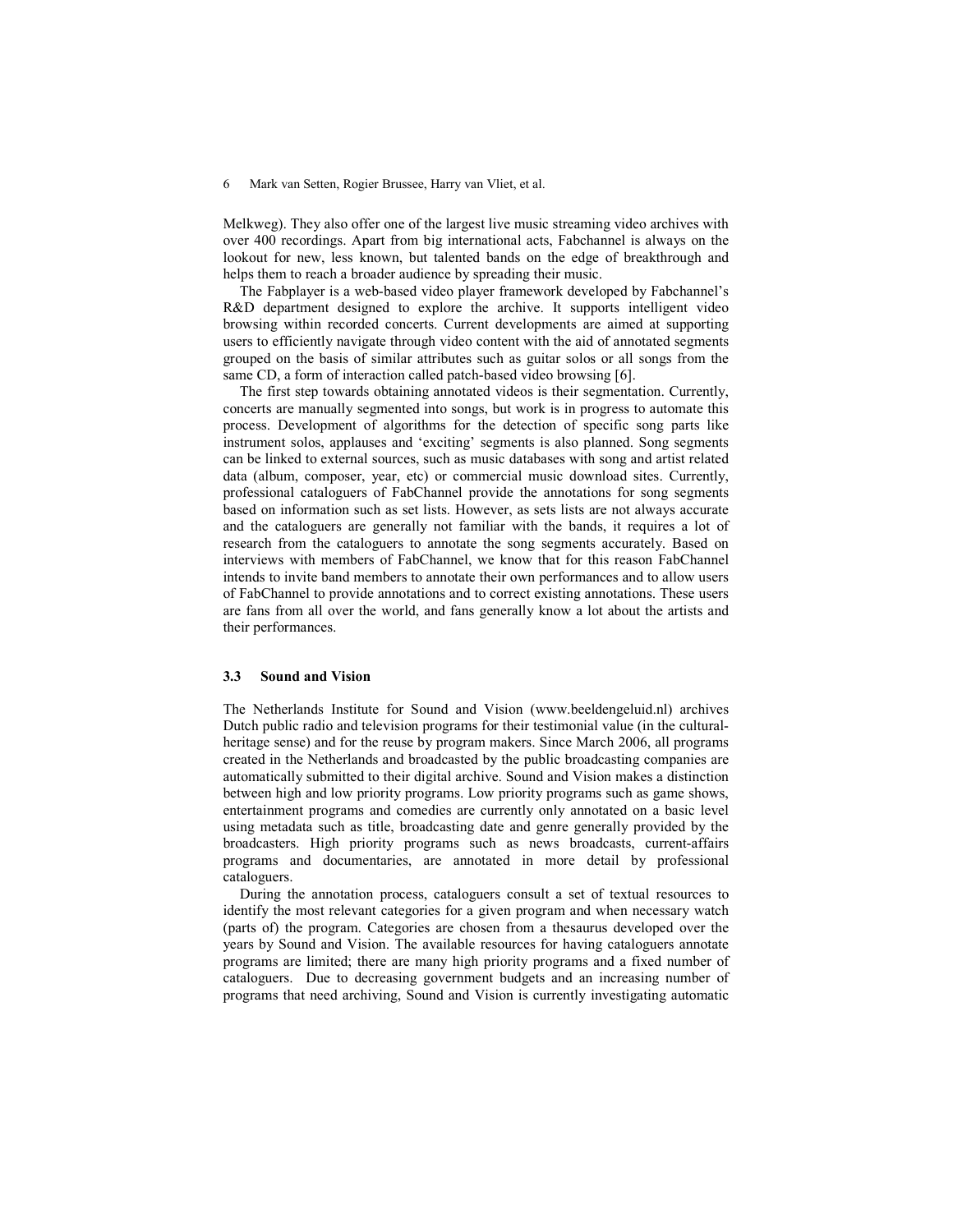Melkweg). They also offer one of the largest live music streaming video archives with over 400 recordings. Apart from big international acts, Fabchannel is always on the lookout for new, less known, but talented bands on the edge of breakthrough and helps them to reach a broader audience by spreading their music.

The Fabplayer is a web-based video player framework developed by Fabchannel's R&D department designed to explore the archive. It supports intelligent video browsing within recorded concerts. Current developments are aimed at supporting users to efficiently navigate through video content with the aid of annotated segments grouped on the basis of similar attributes such as guitar solos or all songs from the same CD, a form of interaction called patch-based video browsing [6].

The first step towards obtaining annotated videos is their segmentation. Currently, concerts are manually segmented into songs, but work is in progress to automate this process. Development of algorithms for the detection of specific song parts like instrument solos, applauses and 'exciting' segments is also planned. Song segments can be linked to external sources, such as music databases with song and artist related data (album, composer, year, etc) or commercial music download sites. Currently, professional cataloguers of FabChannel provide the annotations for song segments based on information such as set lists. However, as sets lists are not always accurate and the cataloguers are generally not familiar with the bands, it requires a lot of research from the cataloguers to annotate the song segments accurately. Based on interviews with members of FabChannel, we know that for this reason FabChannel intends to invite band members to annotate their own performances and to allow users of FabChannel to provide annotations and to correct existing annotations. These users are fans from all over the world, and fans generally know a lot about the artists and their performances.

### 3.3 Sound and Vision

The Netherlands Institute for Sound and Vision (www.beeldengeluid.nl) archives Dutch public radio and television programs for their testimonial value (in the cultural-heritage sense) and for the reuse by program makers. Since March 2006, all programs created in the Netherlands and broadcasted by the public broadcasting companies are automatically submitted to their digital archive. Sound and Vision makes a distinction between high and low priority programs. Low priority programs such as game shows, entertainment programs and comedies are currently only annotated on a basic level using metadata such as title, broadcasting date and genre generally provided by the broadcasters. High priority programs such as news broadcasts, current-affairs programs and documentaries, are annotated in more detail by professional cataloguers.

During the annotation process, cataloguers consult a set of textual resources to identify the most relevant categories for a given program and when necessary watch (parts of) the program. Categories are chosen from a thesaurus developed over the years by Sound and Vision. The available resources for having cataloguers annotate programs are limited; there are many high priority programs and a fixed number of cataloguers. Due to decreasing government budgets and an increasing number of programs that need archiving, Sound and Vision is currently investigating automatic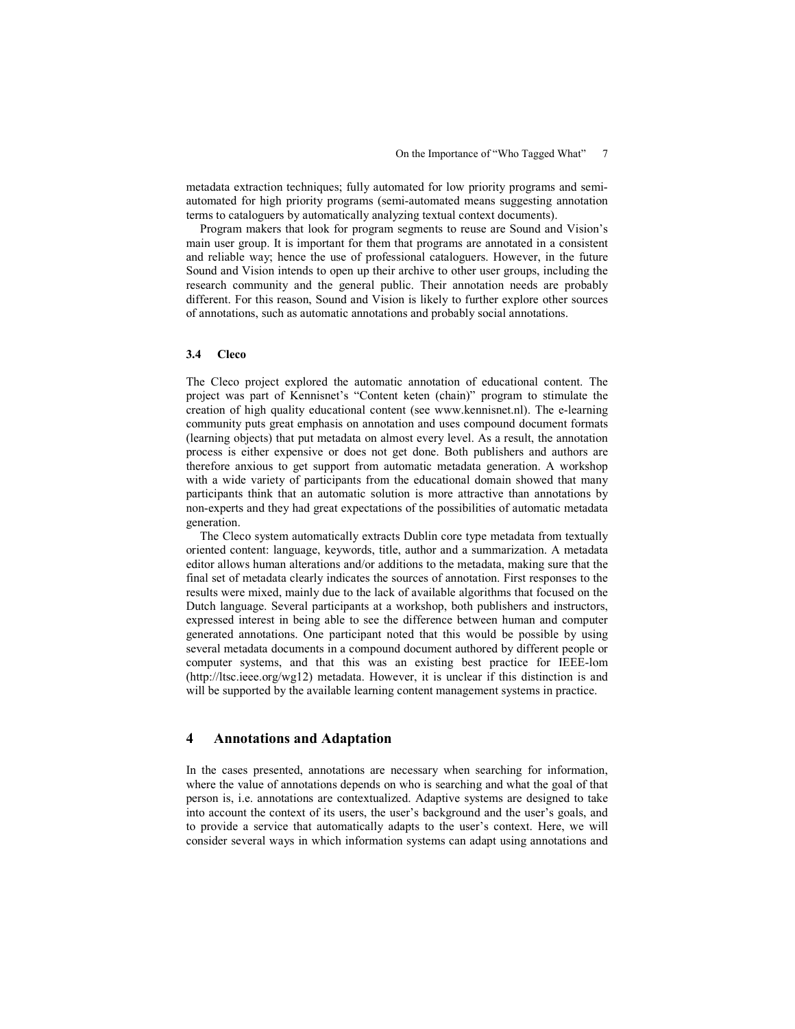metadata extraction techniques; fully automated for low priority programs and semi-automated for high priority programs (semi-automated means suggesting annotation terms to cataloguers by automatically analyzing textual context documents).

Program makers that look for program segments to reuse are Sound and Vision's main user group. It is important for them that programs are annotated in a consistent and reliable way; hence the use of professional cataloguers. However, in the future Sound and Vision intends to open up their archive to other user groups, including the research community and the general public. Their annotation needs are probably different. For this reason, Sound and Vision is likely to further explore other sources of annotations, such as automatic annotations and probably social annotations.

### 3.4 Cleco

The Cleco project explored the automatic annotation of educational content. The project was part of Kennisnet's "Content keten (chain)" program to stimulate the creation of high quality educational content (see www.kennisnet.nl). The e-learning community puts great emphasis on annotation and uses compound document formats (learning objects) that put metadata on almost every level. As a result, the annotation process is either expensive or does not get done. Both publishers and authors are therefore anxious to get support from automatic metadata generation. A workshop with a wide variety of participants from the educational domain showed that many participants think that an automatic solution is more attractive than annotations by non-experts and they had great expectations of the possibilities of automatic metadata generation.

The Cleco system automatically extracts Dublin core type metadata from textually oriented content: language, keywords, title, author and a summarization. A metadata editor allows human alterations and/or additions to the metadata, making sure that the final set of metadata clearly indicates the sources of annotation. First responses to the results were mixed, mainly due to the lack of available algorithms that focused on the Dutch language. Several participants at a workshop, both publishers and instructors, expressed interest in being able to see the difference between human and computer generated annotations. One participant noted that this would be possible by using several metadata documents in a compound document authored by different people or computer systems, and that this was an existing best practice for IEEE-lom (http://ltsc.ieee.org/wg12) metadata. However, it is unclear if this distinction is and will be supported by the available learning content management systems in practice.

## 4 Annotations and Adaptation

In the cases presented, annotations are necessary when searching for information, where the value of annotations depends on who is searching and what the goal of that person is, i.e. annotations are contextualized. Adaptive systems are designed to take into account the context of its users, the user's background and the user's goals, and to provide a service that automatically adapts to the user's context. Here, we will consider several ways in which information systems can adapt using annotations and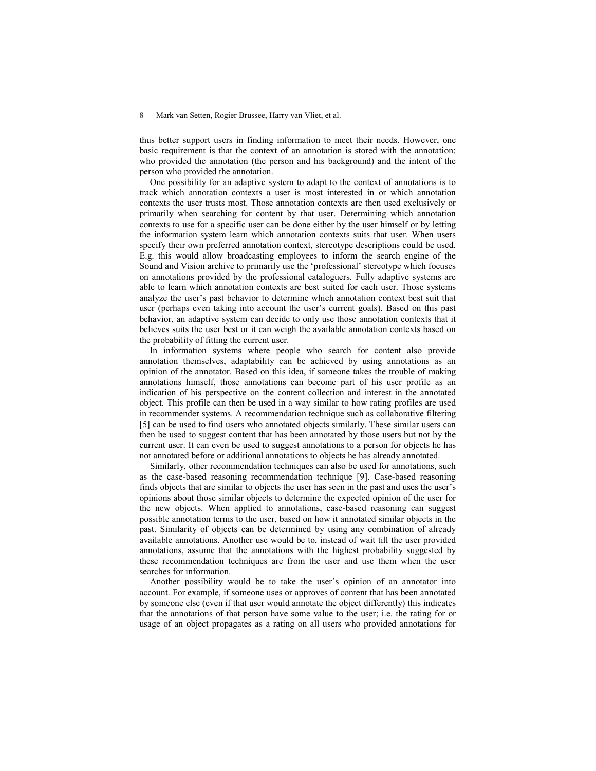thus better support users in finding information to meet their needs. However, one basic requirement is that the context of an annotation is stored with the annotation: who provided the annotation (the person and his background) and the intent of the person who provided the annotation.

One possibility for an adaptive system to adapt to the context of annotations is to track which annotation contexts a user is most interested in or which annotation contexts the user trusts most. Those annotation contexts are then used exclusively or primarily when searching for content by that user. Determining which annotation contexts to use for a specific user can be done either by the user himself or by letting the information system learn which annotation contexts suits that user. When users specify their own preferred annotation context, stereotype descriptions could be used. E.g. this would allow broadcasting employees to inform the search engine of the Sound and Vision archive to primarily use the 'professional' stereotype which focuses on annotations provided by the professional cataloguers. Fully adaptive systems are able to learn which annotation contexts are best suited for each user. Those systems analyze the user's past behavior to determine which annotation context best suit that user (perhaps even taking into account the user's current goals). Based on this past behavior, an adaptive system can decide to only use those annotation contexts that it believes suits the user best or it can weigh the available annotation contexts based on the probability of fitting the current user.

In information systems where people who search for content also provide annotation themselves, adaptability can be achieved by using annotations as an opinion of the annotator. Based on this idea, if someone takes the trouble of making annotations himself, those annotations can become part of his user profile as an indication of his perspective on the content collection and interest in the annotated object. This profile can then be used in a way similar to how rating profiles are used in recommender systems. A recommendation technique such as collaborative filtering [5] can be used to find users who annotated objects similarly. These similar users can then be used to suggest content that has been annotated by those users but not by the current user. It can even be used to suggest annotations to a person for objects he has not annotated before or additional annotations to objects he has already annotated.

Similarly, other recommendation techniques can also be used for annotations, such as the case-based reasoning recommendation technique [9]. Case-based reasoning finds objects that are similar to objects the user has seen in the past and uses the user's opinions about those similar objects to determine the expected opinion of the user for the new objects. When applied to annotations, case-based reasoning can suggest possible annotation terms to the user, based on how it annotated similar objects in the past. Similarity of objects can be determined by using any combination of already available annotations. Another use would be to, instead of wait till the user provided annotations, assume that the annotations with the highest probability suggested by these recommendation techniques are from the user and use them when the user searches for information.

Another possibility would be to take the user's opinion of an annotator into account. For example, if someone uses or approves of content that has been annotated by someone else (even if that user would annotate the object differently) this indicates that the annotations of that person have some value to the user; i.e. the rating for or usage of an object propagates as a rating on all users who provided annotations for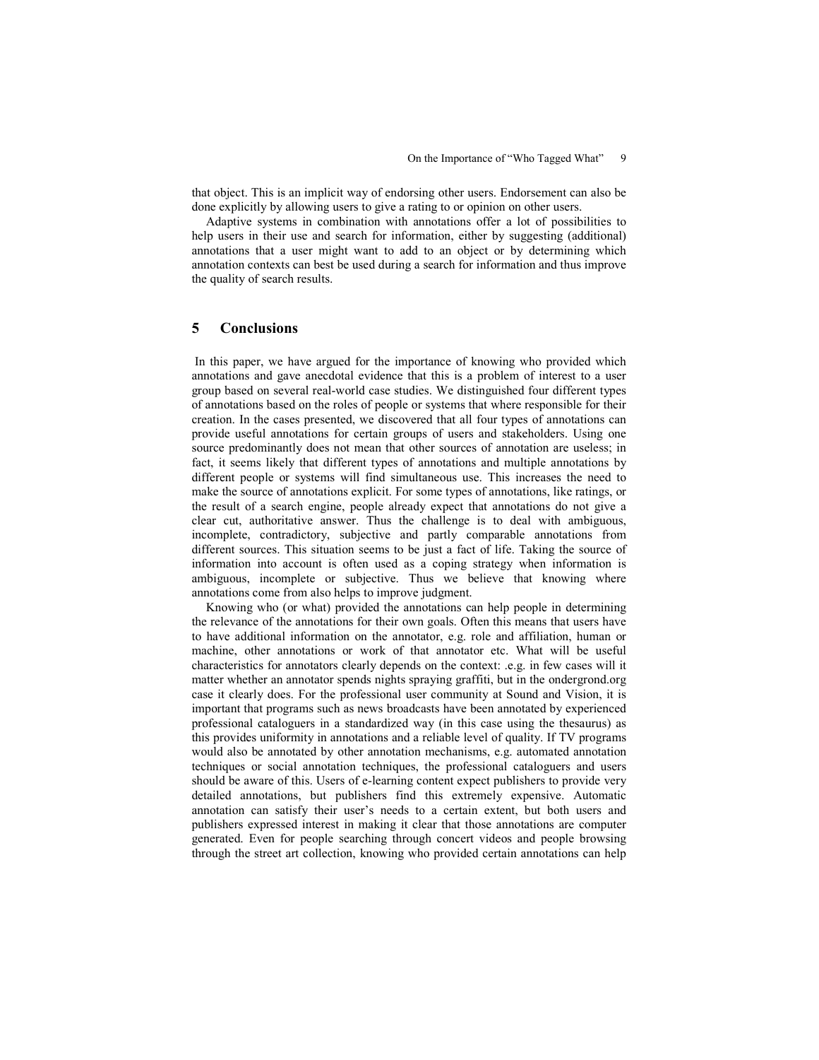that object. This is an implicit way of endorsing other users. Endorsement can also be done explicitly by allowing users to give a rating to or opinion on other users.

Adaptive systems in combination with annotations offer a lot of possibilities to help users in their use and search for information, either by suggesting (additional) annotations that a user might want to add to an object or by determining which annotation contexts can best be used during a search for information and thus improve the quality of search results.

## 5 Conclusions

In this paper, we have argued for the importance of knowing who provided which annotations and gave anecdotal evidence that this is a problem of interest to a user group based on several real-world case studies. We distinguished four different types of annotations based on the roles of people or systems that where responsible for their creation. In the cases presented, we discovered that all four types of annotations can provide useful annotations for certain groups of users and stakeholders. Using one source predominantly does not mean that other sources of annotation are useless; in fact, it seems likely that different types of annotations and multiple annotations by different people or systems will find simultaneous use. This increases the need to make the source of annotations explicit. For some types of annotations, like ratings, or the result of a search engine, people already expect that annotations do not give a clear cut, authoritative answer. Thus the challenge is to deal with ambiguous, incomplete, contradictory, subjective and partly comparable annotations from different sources. This situation seems to be just a fact of life. Taking the source of information into account is often used as a coping strategy when information is ambiguous, incomplete or subjective. Thus we believe that knowing where annotations come from also helps to improve judgment.

Knowing who (or what) provided the annotations can help people in determining the relevance of the annotations for their own goals. Often this means that users have to have additional information on the annotator, e.g. role and affiliation, human or machine, other annotations or work of that annotator etc. What will be useful characteristics for annotators clearly depends on the context: .e.g. in few cases will it matter whether an annotator spends nights spraying graffiti, but in the ondergrond.org case it clearly does. For the professional user community at Sound and Vision, it is important that programs such as news broadcasts have been annotated by experienced professional cataloguers in a standardized way (in this case using the thesaurus) as this provides uniformity in annotations and a reliable level of quality. If TV programs would also be annotated by other annotation mechanisms, e.g. automated annotation techniques or social annotation techniques, the professional cataloguers and users should be aware of this. Users of e-learning content expect publishers to provide very detailed annotations, but publishers find this extremely expensive. Automatic annotation can satisfy their user's needs to a certain extent, but both users and publishers expressed interest in making it clear that those annotations are computer generated. Even for people searching through concert videos and people browsing through the street art collection, knowing who provided certain annotations can help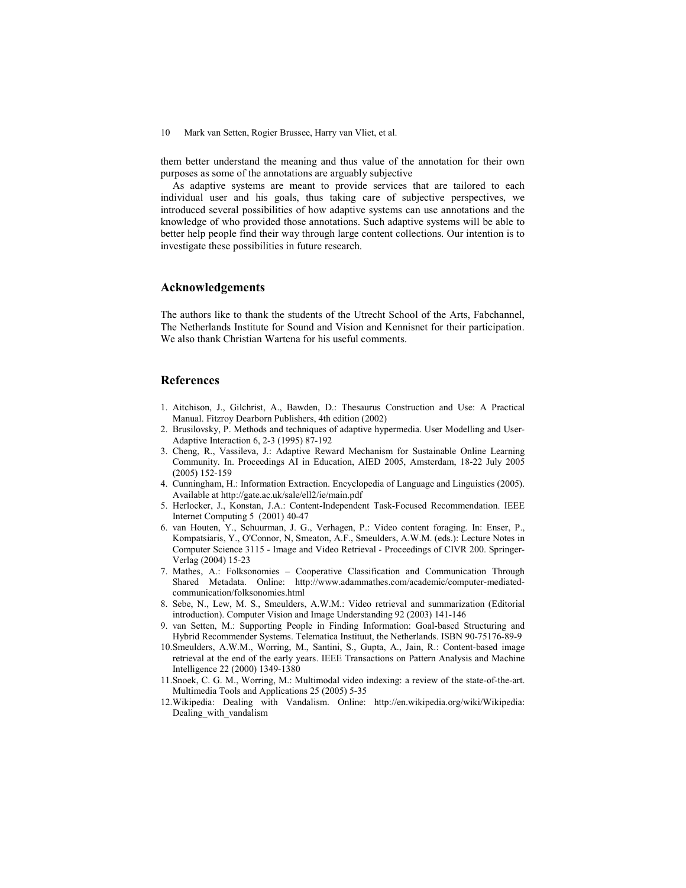them better understand the meaning and thus value of the annotation for their own purposes as some of the annotations are arguably subjective

As adaptive systems are meant to provide services that are tailored to each individual user and his goals, thus taking care of subjective perspectives, we introduced several possibilities of how adaptive systems can use annotations and the knowledge of who provided those annotations. Such adaptive systems will be able to better help people find their way through large content collections. Our intention is to investigate these possibilities in future research.

## Acknowledgements

The authors like to thank the students of the Utrecht School of the Arts, Fabchannel, The Netherlands Institute for Sound and Vision and Kennisnet for their participation. We also thank Christian Wartena for his useful comments.

## References

1. Aitchison, J., Gilchrist, A., Bawden, D.: Thesaurus Construction and Use: A Practical Manual. Fitzroy Dearborn Publishers, 4th edition (2002)
2. Brusilovsky, P. Methods and techniques of adaptive hypermedia. User Modelling and User-Adaptive Interaction 6, 2-3 (1995) 87-192
3. Cheng, R., Vassileva, J.: Adaptive Reward Mechanism for Sustainable Online Learning Community. In. Proceedings AI in Education, AIED 2005, Amsterdam, 18-22 July 2005 (2005) 152-159
4. Cunningham, H.: Information Extraction. Encyclopedia of Language and Linguistics (2005). Available at http://gate.ac.uk/sale/ell2/ie/main.pdf
5. Herlocker, J., Konstan, J.A.: Content-Independent Task-Focused Recommendation. IEEE Internet Computing 5 (2001) 40-47
6. van Houten, Y., Schuurman, J. G., Verhagen, P.: Video content foraging. In: Enser, P., Kompatsiaris, Y., O'Connor, N, Smeaton, A.F., Smeulders, A.W.M. (eds.): Lecture Notes in Computer Science 3115 - Image and Video Retrieval - Proceedings of CIVR 200. Springer-Verlag (2004) 15-23
7. Mathes, A.: Folksonomies – Cooperative Classification and Communication Through Shared Metadata. Online: http://www.adammathes.com/academic/computer-mediated-communication/folksonomies.html
8. Sebe, N., Lew, M. S., Smeulders, A.W.M.: Video retrieval and summarization (Editorial introduction). Computer Vision and Image Understanding 92 (2003) 141-146
9. van Setten, M.: Supporting People in Finding Information: Goal-based Structuring and Hybrid Recommender Systems. Telematica Instituut, the Netherlands. ISBN 90-75176-89-9
10. Smeulders, A.W.M., Worring, M., Santini, S., Gupta, A., Jain, R.: Content-based image retrieval at the end of the early years. IEEE Transactions on Pattern Analysis and Machine Intelligence 22 (2000) 1349-1380
11. Snoek, C. G. M., Worring, M.: Multimodal video indexing: a review of the state-of-the-art. Multimedia Tools and Applications 25 (2005) 5-35
12. Wikipedia: Dealing with Vandalism. Online: http://en.wikipedia.org/wiki/Wikipedia:Dealing_with_vandalism